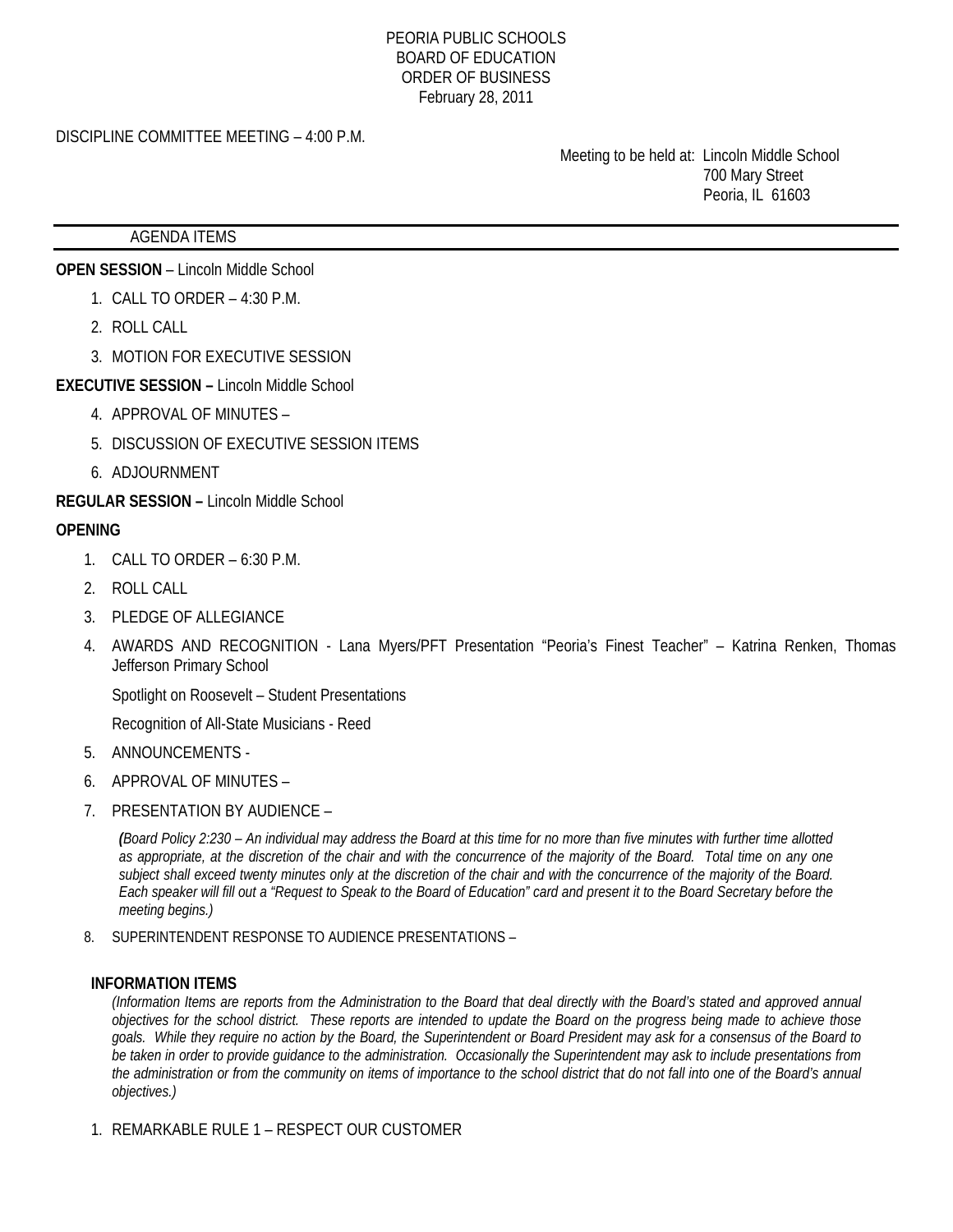# PEORIA PUBLIC SCHOOLS
## BOARD OF EDUCATION
## ORDER OF BUSINESS
February 28, 2011

DISCIPLINE COMMITTEE MEETING – 4:00 P.M.

Meeting to be held at: Lincoln Middle School
700 Mary Street
Peoria, IL 61603

---

AGENDA ITEMS

---

**OPEN SESSION** – Lincoln Middle School

1. CALL TO ORDER – 4:30 P.M.
2. ROLL CALL
3. MOTION FOR EXECUTIVE SESSION

**EXECUTIVE SESSION –** Lincoln Middle School

4. APPROVAL OF MINUTES –
5. DISCUSSION OF EXECUTIVE SESSION ITEMS
6. ADJOURNMENT

**REGULAR SESSION –** Lincoln Middle School

**OPENING**

1. CALL TO ORDER – 6:30 P.M.
2. ROLL CALL
3. PLEDGE OF ALLEGIANCE
4. AWARDS AND RECOGNITION - Lana Myers/PFT Presentation "Peoria's Finest Teacher" – Katrina Renken, Thomas Jefferson Primary School

   Spotlight on Roosevelt – Student Presentations

   Recognition of All-State Musicians - Reed
5. ANNOUNCEMENTS -
6. APPROVAL OF MINUTES –
7. PRESENTATION BY AUDIENCE –

   *(Board Policy 2:230 – An individual may address the Board at this time for no more than five minutes with further time allotted as appropriate, at the discretion of the chair and with the concurrence of the majority of the Board. Total time on any one subject shall exceed twenty minutes only at the discretion of the chair and with the concurrence of the majority of the Board. Each speaker will fill out a "Request to Speak to the Board of Education" card and present it to the Board Secretary before the meeting begins.)*
8. SUPERINTENDENT RESPONSE TO AUDIENCE PRESENTATIONS –

**INFORMATION ITEMS**

*(Information Items are reports from the Administration to the Board that deal directly with the Board's stated and approved annual objectives for the school district. These reports are intended to update the Board on the progress being made to achieve those goals. While they require no action by the Board, the Superintendent or Board President may ask for a consensus of the Board to be taken in order to provide guidance to the administration. Occasionally the Superintendent may ask to include presentations from the administration or from the community on items of importance to the school district that do not fall into one of the Board's annual objectives.)*

1. REMARKABLE RULE 1 – RESPECT OUR CUSTOMER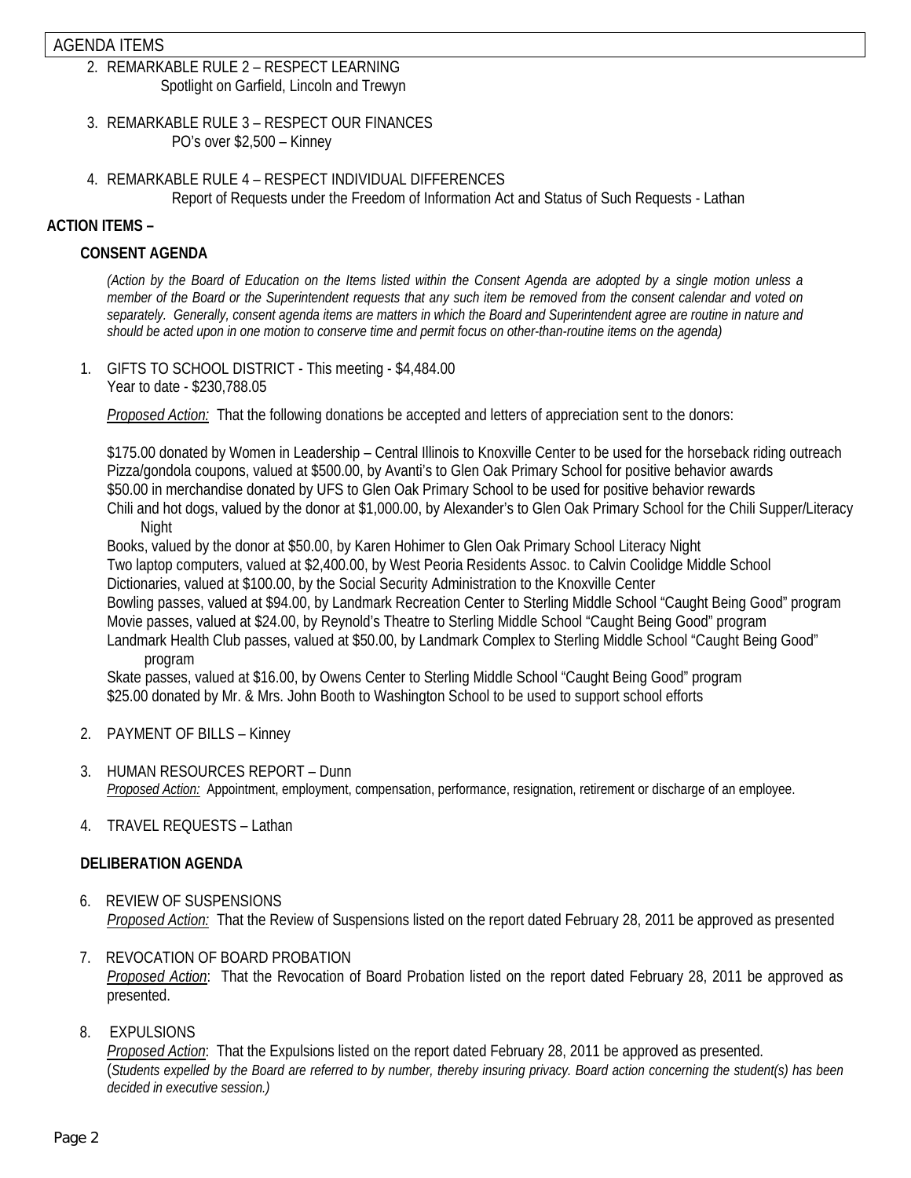AGENDA ITEMS

2. REMARKABLE RULE 2 – RESPECT LEARNING
   Spotlight on Garfield, Lincoln and Trewyn

3. REMARKABLE RULE 3 – RESPECT OUR FINANCES
   PO's over $2,500 – Kinney

4. REMARKABLE RULE 4 – RESPECT INDIVIDUAL DIFFERENCES
   Report of Requests under the Freedom of Information Act and Status of Such Requests - Lathan

**ACTION ITEMS –**

**CONSENT AGENDA**

*(Action by the Board of Education on the Items listed within the Consent Agenda are adopted by a single motion unless a member of the Board or the Superintendent requests that any such item be removed from the consent calendar and voted on separately. Generally, consent agenda items are matters in which the Board and Superintendent agree are routine in nature and should be acted upon in one motion to conserve time and permit focus on other-than-routine items on the agenda)*

1. GIFTS TO SCHOOL DISTRICT - This meeting - $4,484.00
   Year to date - $230,788.05

   *Proposed Action:* That the following donations be accepted and letters of appreciation sent to the donors:

   $175.00 donated by Women in Leadership – Central Illinois to Knoxville Center to be used for the horseback riding outreach
   Pizza/gondola coupons, valued at $500.00, by Avanti's to Glen Oak Primary School for positive behavior awards
   $50.00 in merchandise donated by UFS to Glen Oak Primary School to be used for positive behavior rewards
   Chili and hot dogs, valued by the donor at $1,000.00, by Alexander's to Glen Oak Primary School for the Chili Supper/Literacy Night
   Books, valued by the donor at $50.00, by Karen Hohimer to Glen Oak Primary School Literacy Night
   Two laptop computers, valued at $2,400.00, by West Peoria Residents Assoc. to Calvin Coolidge Middle School
   Dictionaries, valued at $100.00, by the Social Security Administration to the Knoxville Center
   Bowling passes, valued at $94.00, by Landmark Recreation Center to Sterling Middle School "Caught Being Good" program
   Movie passes, valued at $24.00, by Reynold's Theatre to Sterling Middle School "Caught Being Good" program
   Landmark Health Club passes, valued at $50.00, by Landmark Complex to Sterling Middle School "Caught Being Good" program
   Skate passes, valued at $16.00, by Owens Center to Sterling Middle School "Caught Being Good" program
   $25.00 donated by Mr. & Mrs. John Booth to Washington School to be used to support school efforts

2. PAYMENT OF BILLS – Kinney

3. HUMAN RESOURCES REPORT – Dunn
   *Proposed Action:* Appointment, employment, compensation, performance, resignation, retirement or discharge of an employee.

4. TRAVEL REQUESTS – Lathan

**DELIBERATION AGENDA**

6. REVIEW OF SUSPENSIONS
   *Proposed Action:* That the Review of Suspensions listed on the report dated February 28, 2011 be approved as presented

7. REVOCATION OF BOARD PROBATION
   *Proposed Action*: That the Revocation of Board Probation listed on the report dated February 28, 2011 be approved as presented.

8. EXPULSIONS
   *Proposed Action*: That the Expulsions listed on the report dated February 28, 2011 be approved as presented.
   (*Students expelled by the Board are referred to by number, thereby insuring privacy. Board action concerning the student(s) has been decided in executive session.)*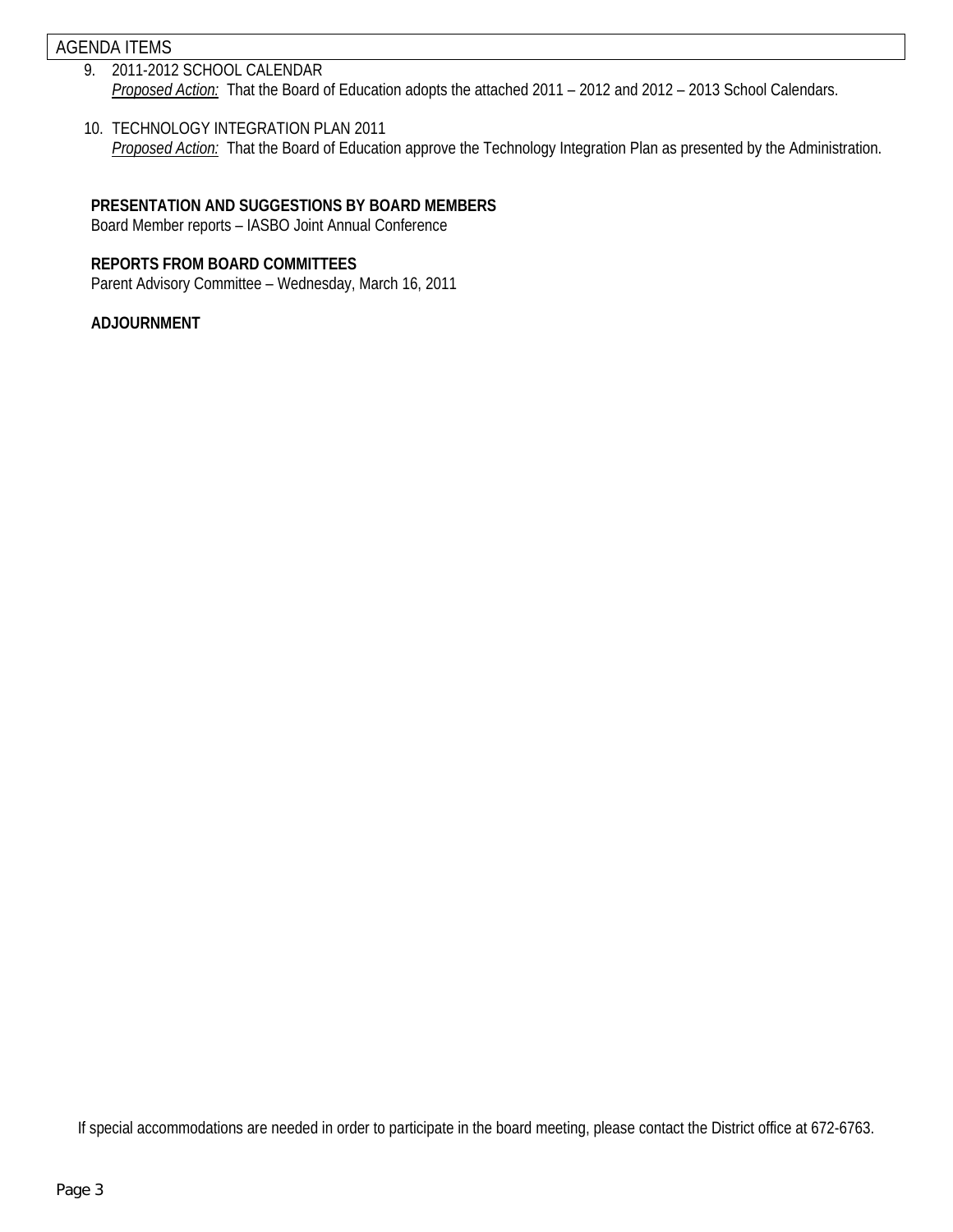AGENDA ITEMS

9. 2011-2012 SCHOOL CALENDAR
   *Proposed Action:* That the Board of Education adopts the attached 2011 – 2012 and 2012 – 2013 School Calendars.

10. TECHNOLOGY INTEGRATION PLAN 2011
    *Proposed Action:* That the Board of Education approve the Technology Integration Plan as presented by the Administration.

**PRESENTATION AND SUGGESTIONS BY BOARD MEMBERS**
Board Member reports – IASBO Joint Annual Conference

**REPORTS FROM BOARD COMMITTEES**
Parent Advisory Committee – Wednesday, March 16, 2011

**ADJOURNMENT**

If special accommodations are needed in order to participate in the board meeting, please contact the District office at 672-6763.